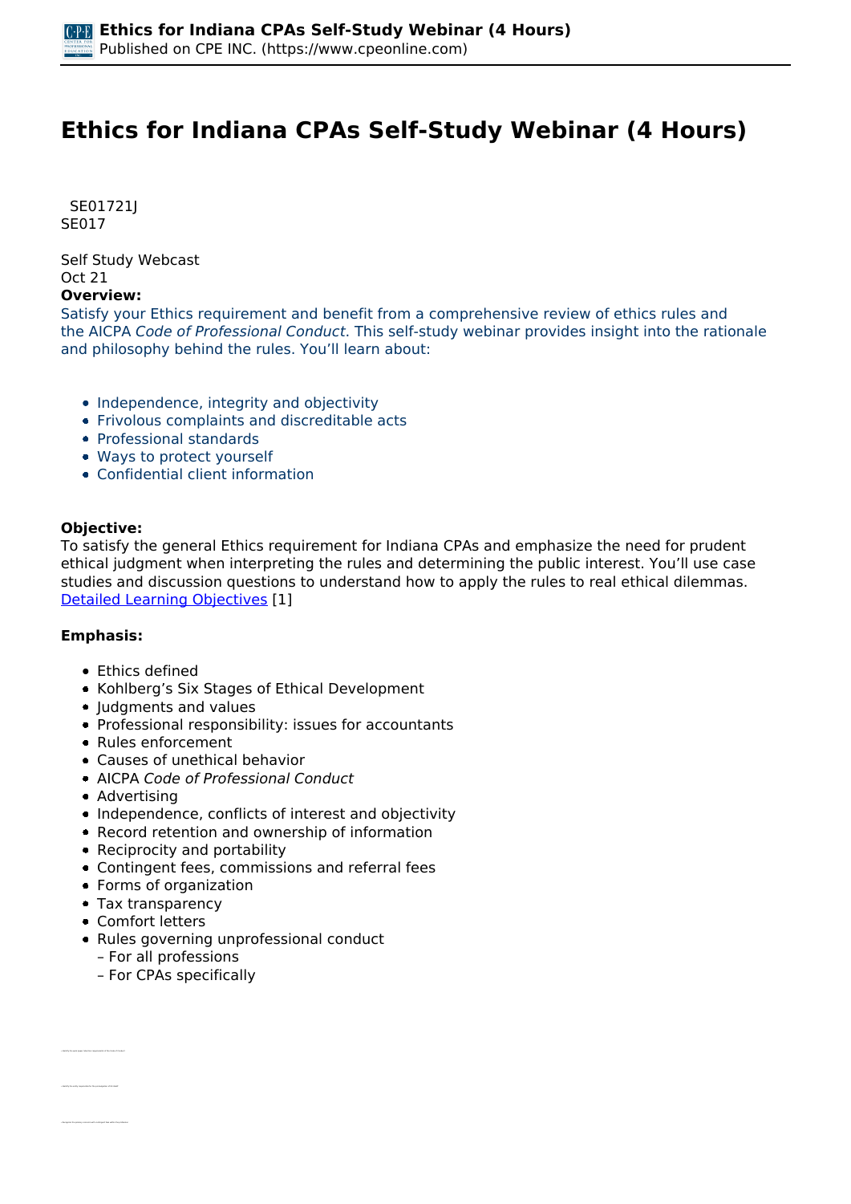# Ethics for Indiana CPAs Self-Study Webinar (4 Hours)

SE01721J
SE017

Self Study Webcast
Oct 21

**Overview:**

Satisfy your Ethics requirement and benefit from a comprehensive review of ethics rules and the AICPA *Code of Professional Conduct*. This self-study webinar provides insight into the rationale and philosophy behind the rules. You'll learn about:

- Independence, integrity and objectivity
- Frivolous complaints and discreditable acts
- Professional standards
- Ways to protect yourself
- Confidential client information

**Objective:**

To satisfy the general Ethics requirement for Indiana CPAs and emphasize the need for prudent ethical judgment when interpreting the rules and determining the public interest. You'll use case studies and discussion questions to understand how to apply the rules to real ethical dilemmas.
Detailed Learning Objectives [1]

**Emphasis:**

- Ethics defined
- Kohlberg's Six Stages of Ethical Development
- Judgments and values
- Professional responsibility: issues for accountants
- Rules enforcement
- Causes of unethical behavior
- AICPA *Code of Professional Conduct*
- Advertising
- Independence, conflicts of interest and objectivity
- Record retention and ownership of information
- Reciprocity and portability
- Contingent fees, commissions and referral fees
- Forms of organization
- Tax transparency
- Comfort letters
- Rules governing unprofessional conduct
  - For all professions
  - For CPAs specifically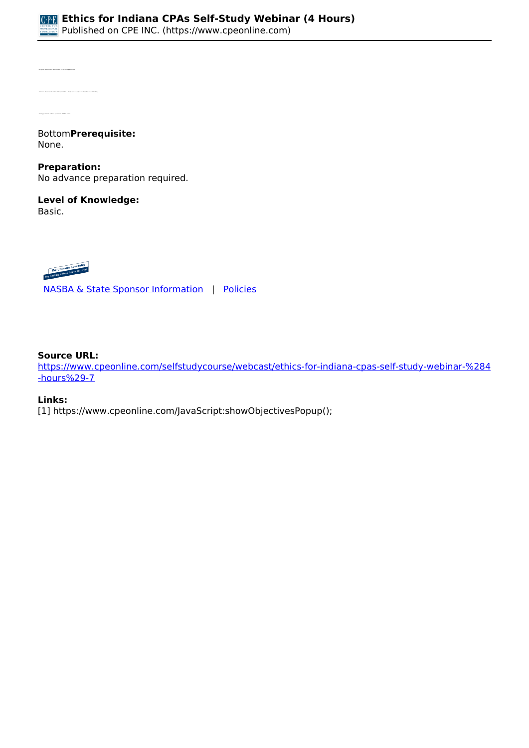BottomPrerequisite:**
None.

**Preparation:**
No advance preparation required.

**Level of Knowledge:**
Basic.

NASBA & State Sponsor Information | Policies

**Source URL:**
https://www.cpeonline.com/selfstudycourse/webcast/ethics-for-indiana-cpas-self-study-webinar-%284-hours%29-7

**Links:**
[1] https://www.cpeonline.com/JavaScript:showObjectivesPopup();